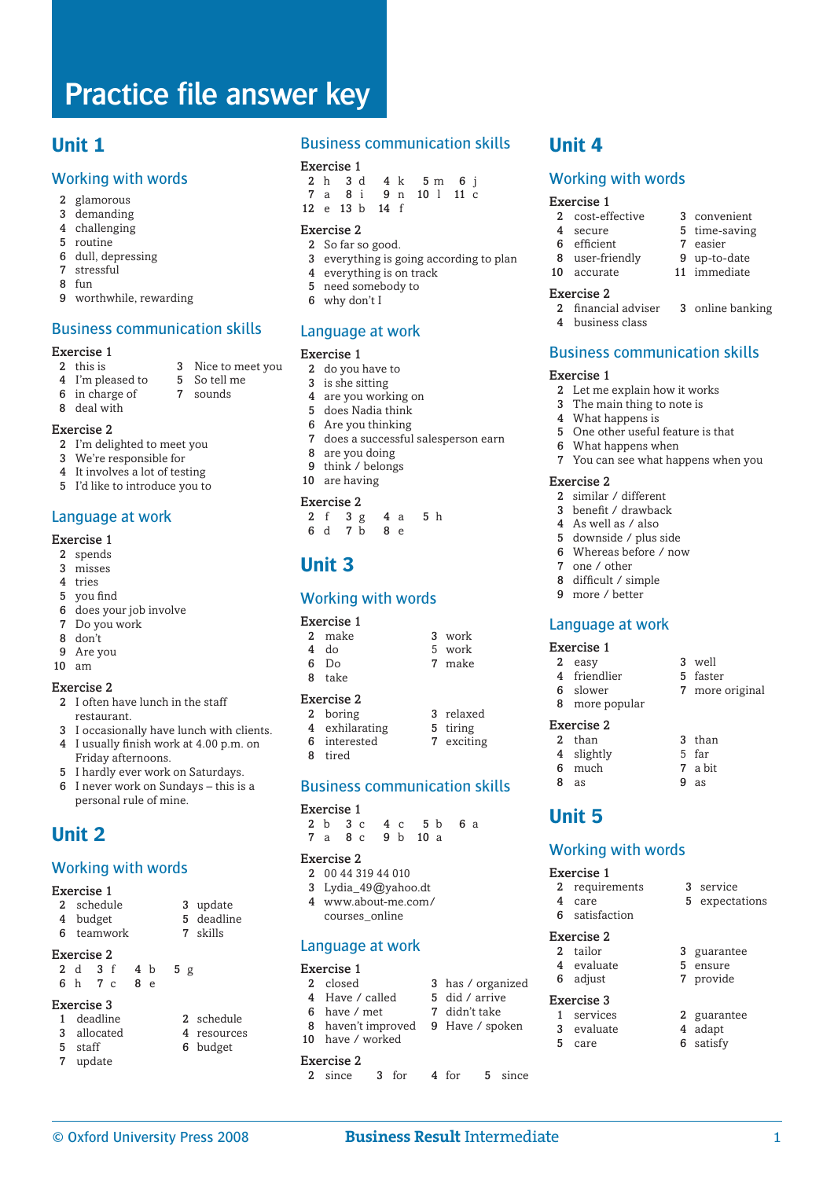# Practice file answer key

## Unit 1

### Working with words

2 glamorous
3 demanding
4 challenging
5 routine
6 dull, depressing
7 stressful
8 fun
9 worthwhile, rewarding

### Business communication skills

**Exercise 1**

2 this is
3 Nice to meet you
4 I'm pleased to
5 So tell me
6 in charge of
7 sounds
8 deal with

**Exercise 2**

2 I'm delighted to meet you
3 We're responsible for
4 It involves a lot of testing
5 I'd like to introduce you to

### Language at work

**Exercise 1**

2 spends
3 misses
4 tries
5 you find
6 does your job involve
7 Do you work
8 don't
9 Are you
10 am

**Exercise 2**

2 I often have lunch in the staff restaurant.
3 I occasionally have lunch with clients.
4 I usually finish work at 4.00 p.m. on Friday afternoons.
5 I hardly ever work on Saturdays.
6 I never work on Sundays – this is a personal rule of mine.

## Unit 2

### Working with words

**Exercise 1**

2 schedule
3 update
4 budget
5 deadline
6 teamwork
7 skills

**Exercise 2**

2 d 3 f 4 b 5 g
6 h 7 c 8 e

**Exercise 3**

1 deadline
2 schedule
3 allocated
4 resources
5 staff
6 budget
7 update

### Business communication skills

**Exercise 1**

2 h 3 d 4 k 5 m 6 j
7 a 8 i 9 n 10 l 11 c
12 e 13 b 14 f

**Exercise 2**

2 So far so good.
3 everything is going according to plan
4 everything is on track
5 need somebody to
6 why don't I

### Language at work

**Exercise 1**

2 do you have to
3 is she sitting
4 are you working on
5 does Nadia think
6 Are you thinking
7 does a successful salesperson earn
8 are you doing
9 think / belongs
10 are having

**Exercise 2**

2 f 3 g 4 a 5 h
6 d 7 b 8 e

## Unit 3

### Working with words

**Exercise 1**

2 make
3 work
4 do
5 work
6 Do
7 make
8 take

**Exercise 2**

2 boring
3 relaxed
4 exhilarating
5 tiring
6 interested
7 exciting
8 tired

### Business communication skills

**Exercise 1**

2 b 3 c 4 c 5 b 6 a
7 a 8 c 9 b 10 a

**Exercise 2**

2 00 44 319 44 010
3 Lydia_49@yahoo.dt
4 www.about-me.com/courses_online

### Language at work

**Exercise 1**

2 closed
3 has / organized
4 Have / called
5 did / arrive
6 have / met
7 didn't take
8 haven't improved
9 Have / spoken
10 have / worked

**Exercise 2**

2 since 3 for 4 for 5 since

## Unit 4

### Working with words

**Exercise 1**

2 cost-effective
3 convenient
4 secure
5 time-saving
6 efficient
7 easier
8 user-friendly
9 up-to-date
10 accurate
11 immediate

**Exercise 2**

2 financial adviser
3 online banking
4 business class

### Business communication skills

**Exercise 1**

2 Let me explain how it works
3 The main thing to note is
4 What happens is
5 One other useful feature is that
6 What happens when
7 You can see what happens when you

**Exercise 2**

2 similar / different
3 benefit / drawback
4 As well as / also
5 downside / plus side
6 Whereas before / now
7 one / other
8 difficult / simple
9 more / better

### Language at work

**Exercise 1**

2 easy
3 well
4 friendlier
5 faster
6 slower
7 more original
8 more popular

**Exercise 2**

2 than
3 than
4 slightly
5 far
6 much
7 a bit
8 as
9 as

## Unit 5

### Working with words

**Exercise 1**

2 requirements
3 service
4 care
5 expectations
6 satisfaction

**Exercise 2**

2 tailor
3 guarantee
4 evaluate
5 ensure
6 adjust
7 provide

**Exercise 3**

1 services
2 guarantee
3 evaluate
4 adapt
5 care
6 satisfy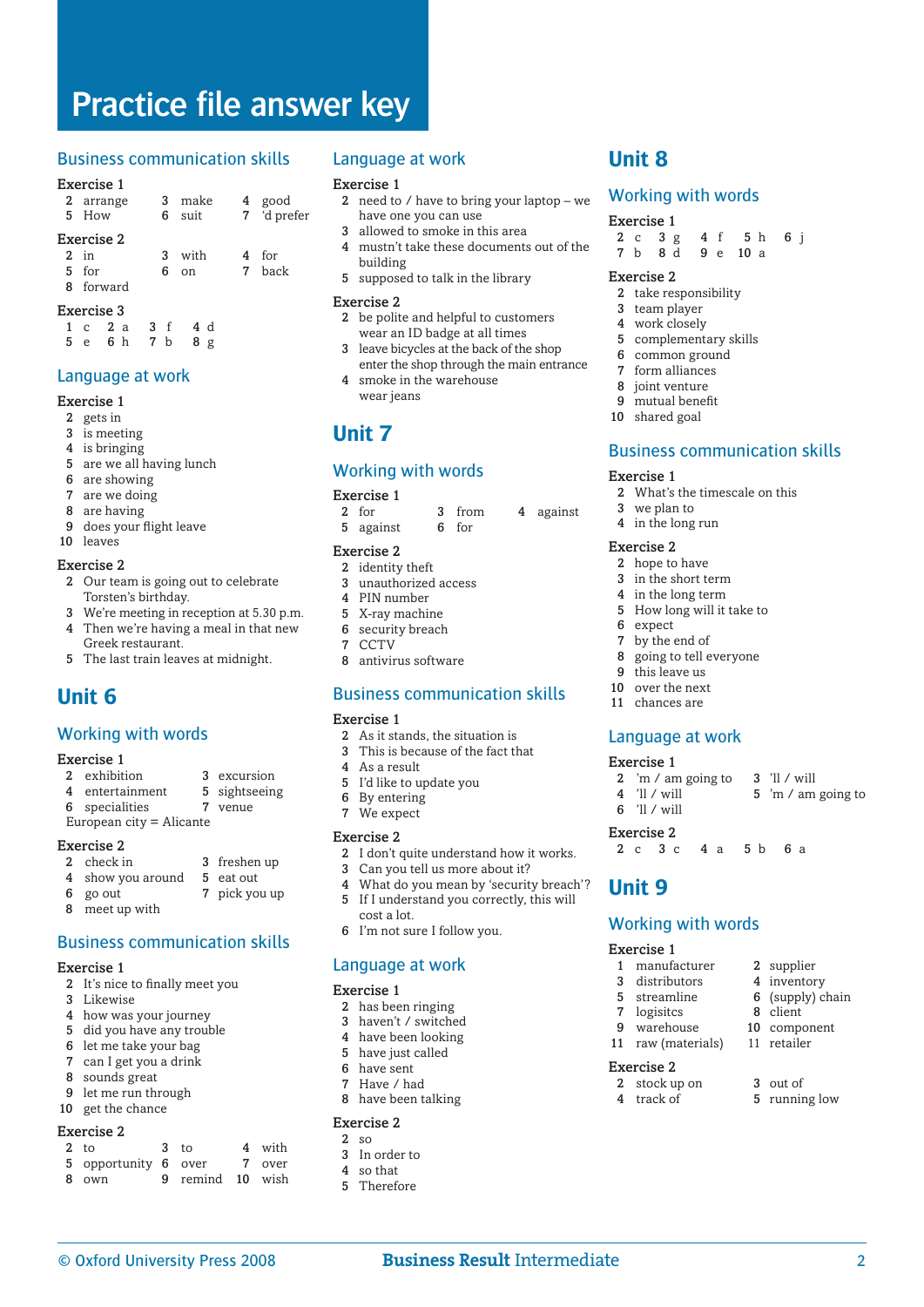# Practice file answer key

## Business communication skills

**Exercise 1**

2 arrange 3 make 4 good
5 How 6 suit 7 'd prefer

**Exercise 2**

2 in 3 with 4 for
5 for 6 on 7 back
8 forward

**Exercise 3**

1 c 2 a 3 f 4 d
5 e 6 h 7 b 8 g

## Language at work

**Exercise 1**

2 gets in
3 is meeting
4 is bringing
5 are we all having lunch
6 are showing
7 are we doing
8 are having
9 does your flight leave
10 leaves

**Exercise 2**

2 Our team is going out to celebrate Torsten's birthday.
3 We're meeting in reception at 5.30 p.m.
4 Then we're having a meal in that new Greek restaurant.
5 The last train leaves at midnight.

# Unit 6

## Working with words

**Exercise 1**

2 exhibition 3 excursion
4 entertainment 5 sightseeing
6 specialities 7 venue
European city = Alicante

**Exercise 2**

2 check in 3 freshen up
4 show you around 5 eat out
6 go out 7 pick you up
8 meet up with

## Business communication skills

**Exercise 1**

2 It's nice to finally meet you
3 Likewise
4 how was your journey
5 did you have any trouble
6 let me take your bag
7 can I get you a drink
8 sounds great
9 let me run through
10 get the chance

**Exercise 2**

2 to 3 to 4 with
5 opportunity 6 over 7 over
8 own 9 remind 10 wish

## Language at work

**Exercise 1**

2 need to / have to bring your laptop – we have one you can use
3 allowed to smoke in this area
4 mustn't take these documents out of the building
5 supposed to talk in the library

**Exercise 2**

2 be polite and helpful to customers
wear an ID badge at all times
3 leave bicycles at the back of the shop
enter the shop through the main entrance
4 smoke in the warehouse
wear jeans

# Unit 7

## Working with words

**Exercise 1**

2 for 3 from 4 against
5 against 6 for

**Exercise 2**

2 identity theft
3 unauthorized access
4 PIN number
5 X-ray machine
6 security breach
7 CCTV
8 antivirus software

## Business communication skills

**Exercise 1**

2 As it stands, the situation is
3 This is because of the fact that
4 As a result
5 I'd like to update you
6 By entering
7 We expect

**Exercise 2**

2 I don't quite understand how it works.
3 Can you tell us more about it?
4 What do you mean by 'security breach'?
5 If I understand you correctly, this will cost a lot.
6 I'm not sure I follow you.

## Language at work

**Exercise 1**

2 has been ringing
3 haven't / switched
4 have been looking
5 have just called
6 have sent
7 Have / had
8 have been talking

**Exercise 2**

2 so
3 In order to
4 so that
5 Therefore

# Unit 8

## Working with words

**Exercise 1**

2 c 3 g 4 f 5 h 6 j
7 b 8 d 9 e 10 a

**Exercise 2**

2 take responsibility
3 team player
4 work closely
5 complementary skills
6 common ground
7 form alliances
8 joint venture
9 mutual benefit
10 shared goal

## Business communication skills

**Exercise 1**

2 What's the timescale on this
3 we plan to
4 in the long run

**Exercise 2**

2 hope to have
3 in the short term
4 in the long term
5 How long will it take to
6 expect
7 by the end of
8 going to tell everyone
9 this leave us
10 over the next
11 chances are

## Language at work

**Exercise 1**

2 'm / am going to 3 'll / will
4 'll / will 5 'm / am going to
6 'll / will

**Exercise 2**

2 c 3 c 4 a 5 b 6 a

# Unit 9

## Working with words

**Exercise 1**

1 manufacturer 2 supplier
3 distributors 4 inventory
5 streamline 6 (supply) chain
7 logisitcs 8 client
9 warehouse 10 component
11 raw (materials) 11 retailer

**Exercise 2**

2 stock up on 3 out of
4 track of 5 running low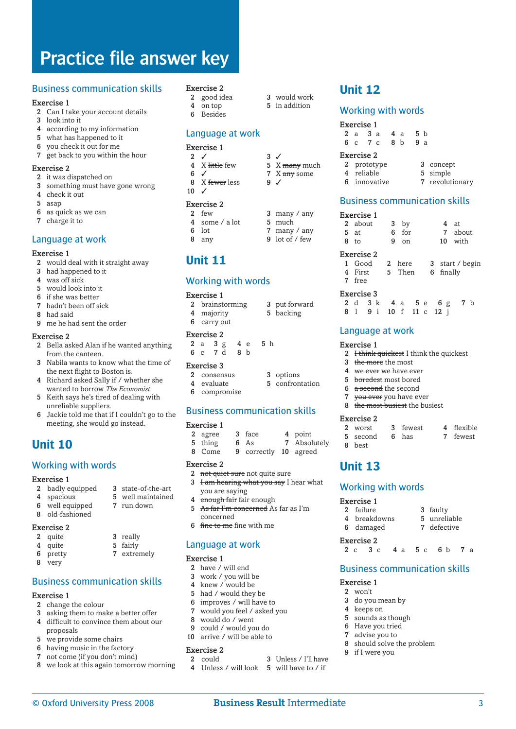# Practice file answer key

## Business communication skills

### Exercise 1

2. Can I take your account details
3. look into it
4. according to my information
5. what has happened to it
6. you check it out for me
7. get back to you within the hour

### Exercise 2

2. it was dispatched on
3. something must have gone wrong
4. check it out
5. asap
6. as quick as we can
7. charge it to

## Language at work

### Exercise 1

2. would deal with it straight away
3. had happened to it
4. was off sick
5. would look into it
6. if she was better
7. hadn't been off sick
8. had said
9. me he had sent the order

### Exercise 2

2. Bella asked Alan if he wanted anything from the canteen.
3. Nabila wants to know what the time of the next flight to Boston is.
4. Richard asked Sally if / whether she wanted to borrow *The Economist*.
5. Keith says he's tired of dealing with unreliable suppliers.
6. Jackie told me that if I couldn't go to the meeting, she would go instead.

# Unit 10

## Working with words

### Exercise 1

2. badly equipped
3. state-of-the-art
4. spacious
5. well maintained
6. well equipped
7. run down
8. old-fashioned

### Exercise 2

2. quite
3. really
4. quite
5. fairly
6. pretty
7. extremely
8. very

## Business communication skills

### Exercise 1

2. change the colour
3. asking them to make a better offer
4. difficult to convince them about our proposals
5. we provide some chairs
6. having music in the factory
7. not come (if you don't mind)
8. we look at this again tomorrow morning

### Exercise 2

2. good idea
3. would work
4. on top
5. in addition
6. Besides

## Language at work

### Exercise 1

2. ✓
3. ✓
4. X ~~little~~ few
5. X ~~many~~ much
6. ✓
7. X ~~any~~ some
8. X ~~fewer~~ less
9. ✓
10. ✓

### Exercise 2

2. few
3. many / any
4. some / a lot
5. much
6. lot
7. many / any
8. any
9. lot of / few

# Unit 11

## Working with words

### Exercise 1

2. brainstorming
3. put forward
4. majority
5. backing
6. carry out

### Exercise 2

2 a 3 g 4 e 5 h
6 c 7 d 8 b

### Exercise 3

2. consensus
3. options
4. evaluate
5. confrontation
6. compromise

## Business communication skills

### Exercise 1

2. agree
3. face
4. point
5. thing
6. As
7. Absolutely
8. Come
9. correctly
10. agreed

### Exercise 2

2. ~~not quiet sure~~ not quite sure
3. ~~I am hearing what you say~~ I hear what you are saying
4. ~~enough fair~~ fair enough
5. ~~As far I'm concerned~~ As far as I'm concerned
6. ~~fine to me~~ fine with me

## Language at work

### Exercise 1

2. have / will end
3. work / you will be
4. knew / would be
5. had / would they be
6. improves / will have to
7. would you feel / asked you
8. would do / went
9. could / would you do
10. arrive / will be able to

### Exercise 2

2. could
3. Unless / I'll have
4. Unless / will look
5. will have to / if

# Unit 12

## Working with words

### Exercise 1

2 a 3 a 4 a 5 b
6 c 7 c 8 b 9 a

### Exercise 2

2. prototype
3. concept
4. reliable
5. simple
6. innovative
7. revolutionary

## Business communication skills

### Exercise 1

2. about
3. by
4. at
5. at
6. for
7. about
8. to
9. on
10. with

### Exercise 2

1. Good
2. here
3. start / begin
4. First
5. Then
6. finally
7. free

### Exercise 3

2 d 3 k 4 a 5 e 6 g 7 b
8 l 9 i 10 f 11 c 12 j

## Language at work

### Exercise 1

2. ~~I think quickest~~ I think the quickest
3. ~~the more~~ the most
4. ~~we ever~~ we have ever
5. ~~boredest~~ most bored
6. ~~a second~~ the second
7. ~~you ever~~ you have ever
8. ~~the most busiest~~ the busiest

### Exercise 2

2. worst
3. fewest
4. flexible
5. second
6. has
7. fewest
8. best

# Unit 13

## Working with words

### Exercise 1

2. failure
3. faulty
4. breakdowns
5. unreliable
6. damaged
7. defective

### Exercise 2

2 c 3 c 4 a 5 c 6 b 7 a

## Business communication skills

### Exercise 1

2. won't
3. do you mean by
4. keeps on
5. sounds as though
6. Have you tried
7. advise you to
8. should solve the problem
9. if I were you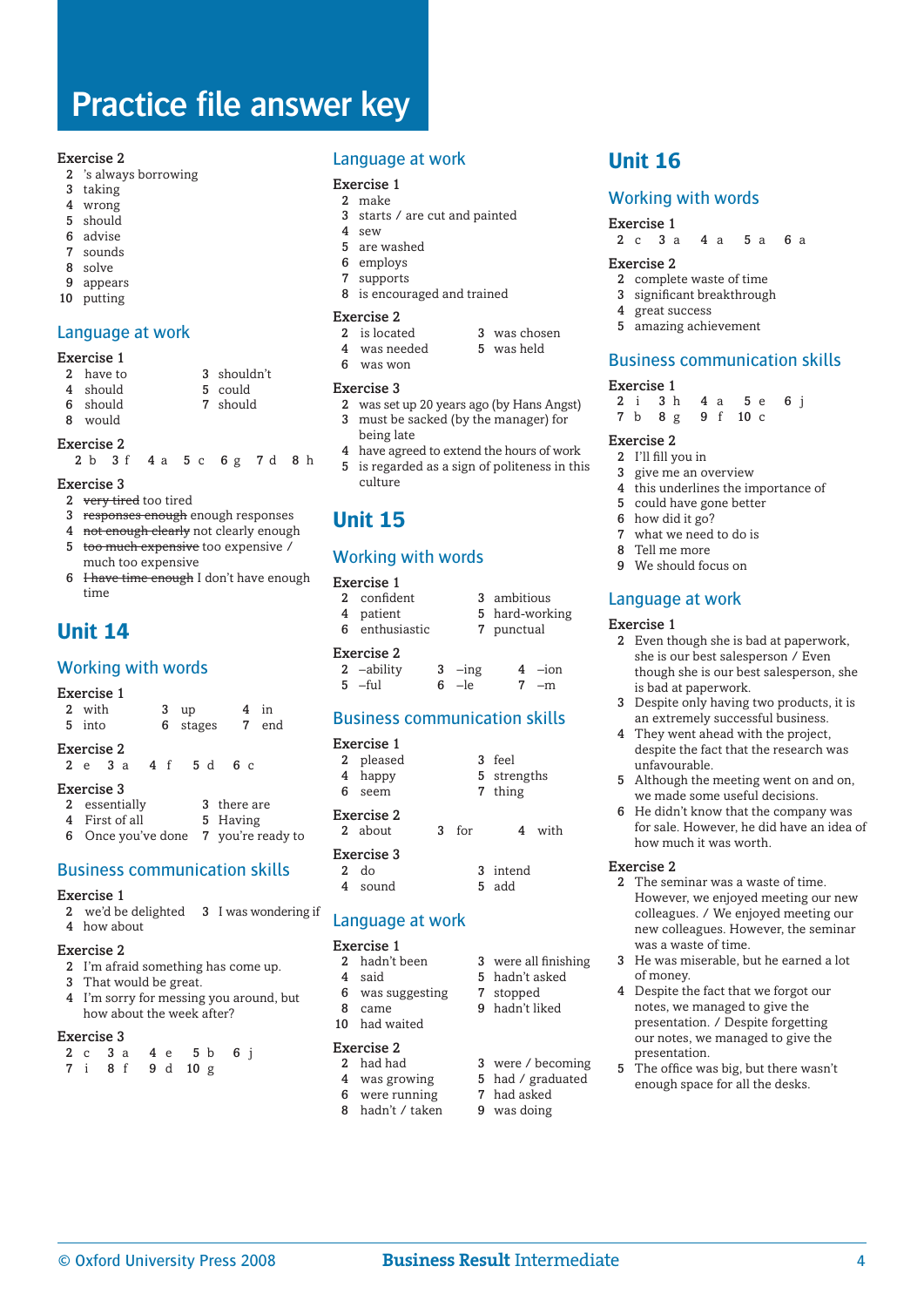# Practice file answer key

**Exercise 2**

2 's always borrowing
3 taking
4 wrong
5 should
6 advise
7 sounds
8 solve
9 appears
10 putting

## Language at work

**Exercise 1**

2 have to
3 shouldn't
4 should
5 could
6 should
7 should
8 would

**Exercise 2**

2 b 3 f 4 a 5 c 6 g 7 d 8 h

**Exercise 3**

2 ~~very tired~~ too tired
3 ~~responses enough~~ enough responses
4 ~~not enough clearly~~ not clearly enough
5 ~~too much expensive~~ too expensive / much too expensive
6 ~~I have time enough~~ I don't have enough time

# Unit 14

## Working with words

**Exercise 1**

2 with
3 up
4 in
5 into
6 stages
7 end

**Exercise 2**

2 e 3 a 4 f 5 d 6 c

**Exercise 3**

2 essentially
3 there are
4 First of all
5 Having
6 Once you've done
7 you're ready to

## Business communication skills

**Exercise 1**

2 we'd be delighted
3 I was wondering if
4 how about

**Exercise 2**

2 I'm afraid something has come up.
3 That would be great.
4 I'm sorry for messing you around, but how about the week after?

**Exercise 3**

2 c 3 a 4 e 5 b 6 j
7 i 8 f 9 d 10 g

## Language at work

**Exercise 1**

2 make
3 starts / are cut and painted
4 sew
5 are washed
6 employs
7 supports
8 is encouraged and trained

**Exercise 2**

2 is located
3 was chosen
4 was needed
5 was held
6 was won

**Exercise 3**

2 was set up 20 years ago (by Hans Angst)
3 must be sacked (by the manager) for being late
4 have agreed to extend the hours of work
5 is regarded as a sign of politeness in this culture

# Unit 15

## Working with words

**Exercise 1**

2 confident
3 ambitious
4 patient
5 hard-working
6 enthusiastic
7 punctual

**Exercise 2**

2 –ability
3 –ing
4 –ion
5 –ful
6 –le
7 –m

## Business communication skills

**Exercise 1**

2 pleased
3 feel
4 happy
5 strengths
6 seem
7 thing

**Exercise 2**

2 about
3 for
4 with

**Exercise 3**

2 do
3 intend
4 sound
5 add

## Language at work

**Exercise 1**

2 hadn't been
3 were all finishing
4 said
5 hadn't asked
6 was suggesting
7 stopped
8 came
9 hadn't liked
10 had waited

**Exercise 2**

2 had had
3 were / becoming
4 was growing
5 had / graduated
6 were running
7 had asked
8 hadn't / taken
9 was doing

# Unit 16

## Working with words

**Exercise 1**

2 c 3 a 4 a 5 a 6 a

**Exercise 2**

2 complete waste of time
3 significant breakthrough
4 great success
5 amazing achievement

## Business communication skills

**Exercise 1**

2 i 3 h 4 a 5 e 6 j
7 b 8 g 9 f 10 c

**Exercise 2**

2 I'll fill you in
3 give me an overview
4 this underlines the importance of
5 could have gone better
6 how did it go?
7 what we need to do is
8 Tell me more
9 We should focus on

## Language at work

**Exercise 1**

2 Even though she is bad at paperwork, she is our best salesperson / Even though she is our best salesperson, she is bad at paperwork.
3 Despite only having two products, it is an extremely successful business.
4 They went ahead with the project, despite the fact that the research was unfavourable.
5 Although the meeting went on and on, we made some useful decisions.
6 He didn't know that the company was for sale. However, he did have an idea of how much it was worth.

**Exercise 2**

2 The seminar was a waste of time. However, we enjoyed meeting our new colleagues. / We enjoyed meeting our new colleagues. However, the seminar was a waste of time.
3 He was miserable, but he earned a lot of money.
4 Despite the fact that we forgot our notes, we managed to give the presentation. / Despite forgetting our notes, we managed to give the presentation.
5 The office was big, but there wasn't enough space for all the desks.